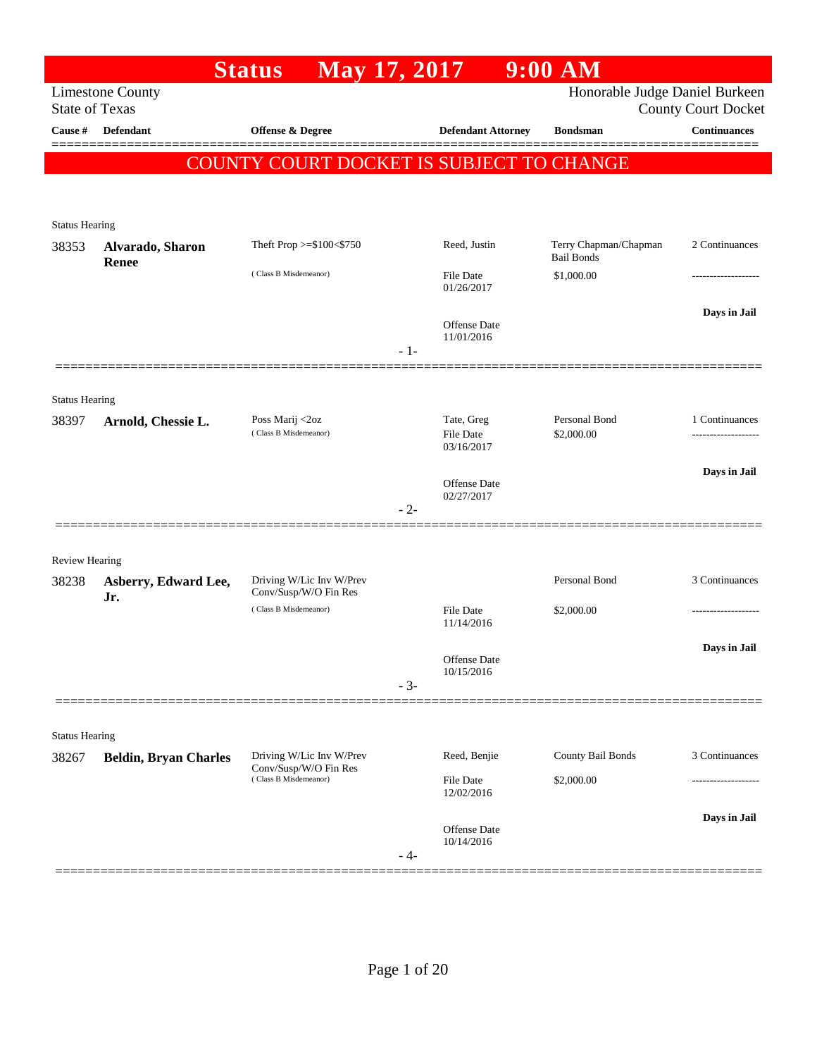# Status May 17, 2017 9:00 AM

Limestone County
State of Texas

Honorable Judge Daniel Burkeen
County Court Docket

| Cause # | Defendant | Offense & Degree | Defendant Attorney | Bondsman | Continuances |
|---|---|---|---|---|---|

## COUNTY COURT DOCKET IS SUBJECT TO CHANGE

---

Status Hearing

| Cause # | Defendant | Offense & Degree | Defendant Attorney | Bondsman | Continuances |
|---|---|---|---|---|---|
| 38353 | **Alvarado, Sharon Renee** | Theft Prop >=$100<$750 (Class B Misdemeanor) | Reed, Justin | Terry Chapman/Chapman Bail Bonds | 2 Continuances |
| | | | File Date 01/26/2017 | $1,000.00 | ------------------- |
| | | | Offense Date 11/01/2016 | | **Days in Jail** |

- 1-

---

Status Hearing

| Cause # | Defendant | Offense & Degree | Defendant Attorney | Bondsman | Continuances |
|---|---|---|---|---|---|
| 38397 | **Arnold, Chessie L.** | Poss Marij <2oz (Class B Misdemeanor) | Tate, Greg | Personal Bond | 1 Continuances |
| | | | File Date 03/16/2017 | $2,000.00 | ------------------- |
| | | | Offense Date 02/27/2017 | | **Days in Jail** |

- 2-

---

Review Hearing

| Cause # | Defendant | Offense & Degree | Defendant Attorney | Bondsman | Continuances |
|---|---|---|---|---|---|
| 38238 | **Asberry, Edward Lee, Jr.** | Driving W/Lic Inv W/Prev Conv/Susp/W/O Fin Res (Class B Misdemeanor) | | Personal Bond | 3 Continuances |
| | | | File Date 11/14/2016 | $2,000.00 | ------------------- |
| | | | Offense Date 10/15/2016 | | **Days in Jail** |

- 3-

---

Status Hearing

| Cause # | Defendant | Offense & Degree | Defendant Attorney | Bondsman | Continuances |
|---|---|---|---|---|---|
| 38267 | **Beldin, Bryan Charles** | Driving W/Lic Inv W/Prev Conv/Susp/W/O Fin Res (Class B Misdemeanor) | Reed, Benjie | County Bail Bonds | 3 Continuances |
| | | | File Date 12/02/2016 | $2,000.00 | ------------------- |
| | | | Offense Date 10/14/2016 | | **Days in Jail** |

- 4-

---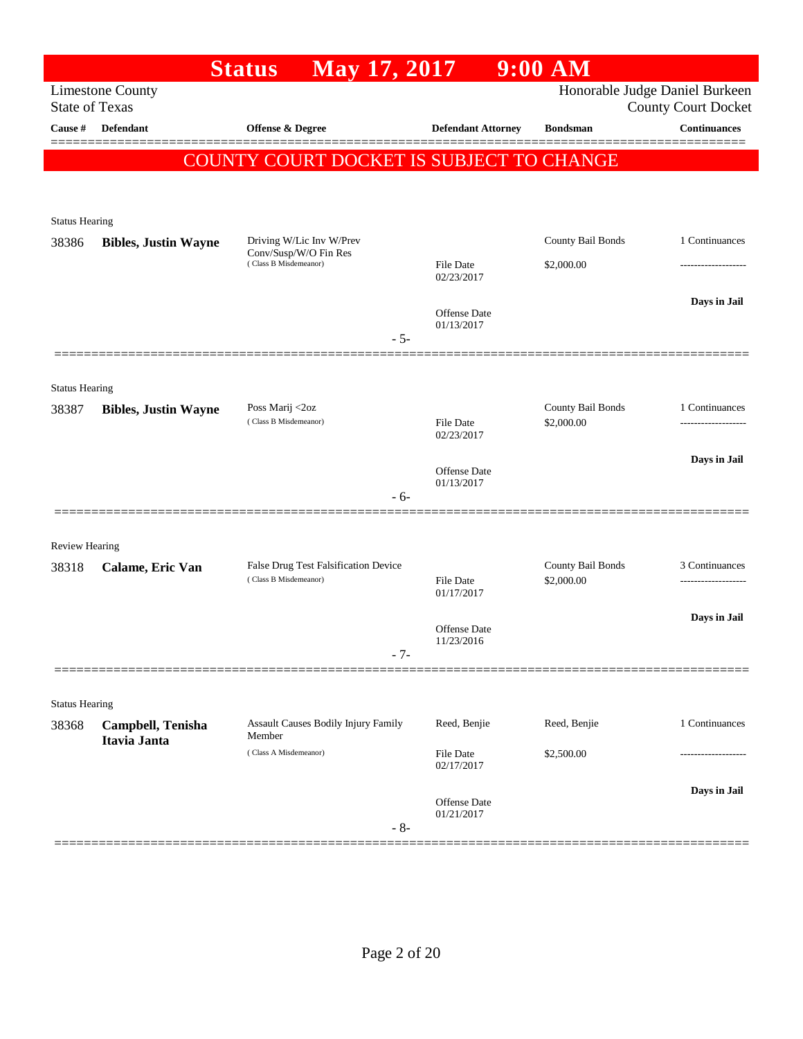# Status May 17, 2017 9:00 AM

Limestone County
State of Texas

Honorable Judge Daniel Burkeen
County Court Docket

| Cause # | Defendant | Offense & Degree | Defendant Attorney | Bondsman | Continuances |
|---|---|---|---|---|---|

COUNTY COURT DOCKET IS SUBJECT TO CHANGE

---

Status Hearing

| Cause # | Defendant | Offense & Degree | Defendant Attorney | Bondsman | Continuances |
|---|---|---|---|---|---|
| 38386 | **Bibles, Justin Wayne** | Driving W/Lic Inv W/Prev Conv/Susp/W/O Fin Res (Class B Misdemeanor) | File Date 02/23/2017 | County Bail Bonds $2,000.00 | 1 Continuances ------------------- |
| | | | Offense Date 01/13/2017 | | **Days in Jail** |

- 5-

---

Status Hearing

| Cause # | Defendant | Offense & Degree | Defendant Attorney | Bondsman | Continuances |
|---|---|---|---|---|---|
| 38387 | **Bibles, Justin Wayne** | Poss Marij <2oz (Class B Misdemeanor) | File Date 02/23/2017 | County Bail Bonds $2,000.00 | 1 Continuances ------------------- |
| | | | Offense Date 01/13/2017 | | **Days in Jail** |

- 6-

---

Review Hearing

| Cause # | Defendant | Offense & Degree | Defendant Attorney | Bondsman | Continuances |
|---|---|---|---|---|---|
| 38318 | **Calame, Eric Van** | False Drug Test Falsification Device (Class B Misdemeanor) | File Date 01/17/2017 | County Bail Bonds $2,000.00 | 3 Continuances ------------------- |
| | | | Offense Date 11/23/2016 | | **Days in Jail** |

- 7-

---

Status Hearing

| Cause # | Defendant | Offense & Degree | Defendant Attorney | Bondsman | Continuances |
|---|---|---|---|---|---|
| 38368 | **Campbell, Tenisha Itavia Janta** | Assault Causes Bodily Injury Family Member (Class A Misdemeanor) | Reed, Benjie<br>File Date 02/17/2017 | Reed, Benjie $2,500.00 | 1 Continuances ------------------- |
| | | | Offense Date 01/21/2017 | | **Days in Jail** |

- 8-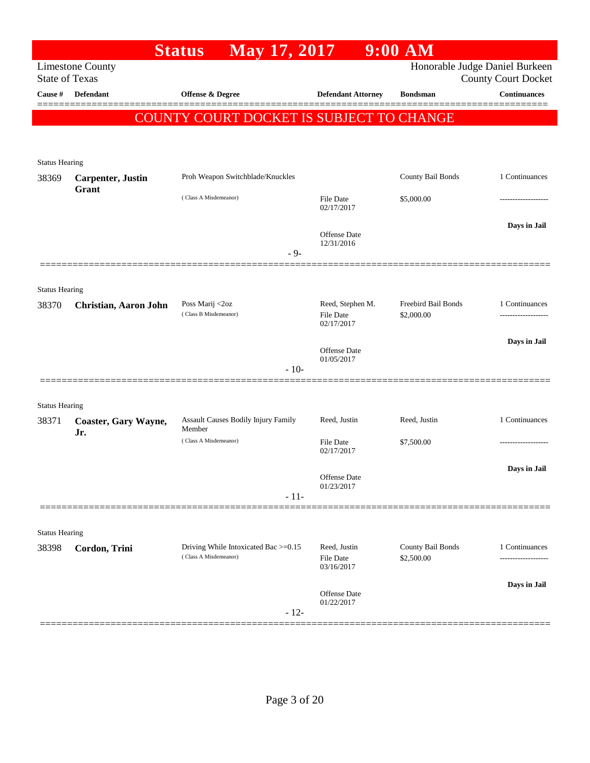# Status May 17, 2017 9:00 AM

Limestone County
State of Texas

Honorable Judge Daniel Burkeen
County Court Docket

**COUNTY COURT DOCKET IS SUBJECT TO CHANGE**

| Cause # | Defendant | Offense & Degree | Defendant Attorney | Bondsman | Continuances |
|---|---|---|---|---|---|
| Status Hearing | | | | | |
| 38369 | **Carpenter, Justin Grant** | Proh Weapon Switchblade/Knuckles (Class A Misdemeanor) | File Date 02/17/2017; Offense Date 12/31/2016 | County Bail Bonds $5,000.00 | 1 Continuances; Days in Jail |
| | | - 9- | | | |
| Status Hearing | | | | | |
| 38370 | **Christian, Aaron John** | Poss Marij <2oz (Class B Misdemeanor) | Reed, Stephen M. File Date 02/17/2017; Offense Date 01/05/2017 | Freebird Bail Bonds $2,000.00 | 1 Continuances; Days in Jail |
| | | - 10- | | | |
| Status Hearing | | | | | |
| 38371 | **Coaster, Gary Wayne, Jr.** | Assault Causes Bodily Injury Family Member (Class A Misdemeanor) | Reed, Justin File Date 02/17/2017; Offense Date 01/23/2017 | Reed, Justin $7,500.00 | 1 Continuances; Days in Jail |
| | | - 11- | | | |
| Status Hearing | | | | | |
| 38398 | **Cordon, Trini** | Driving While Intoxicated Bac >=0.15 (Class A Misdemeanor) | Reed, Justin File Date 03/16/2017; Offense Date 01/22/2017 | County Bail Bonds $2,500.00 | 1 Continuances; Days in Jail |
| | | - 12- | | | |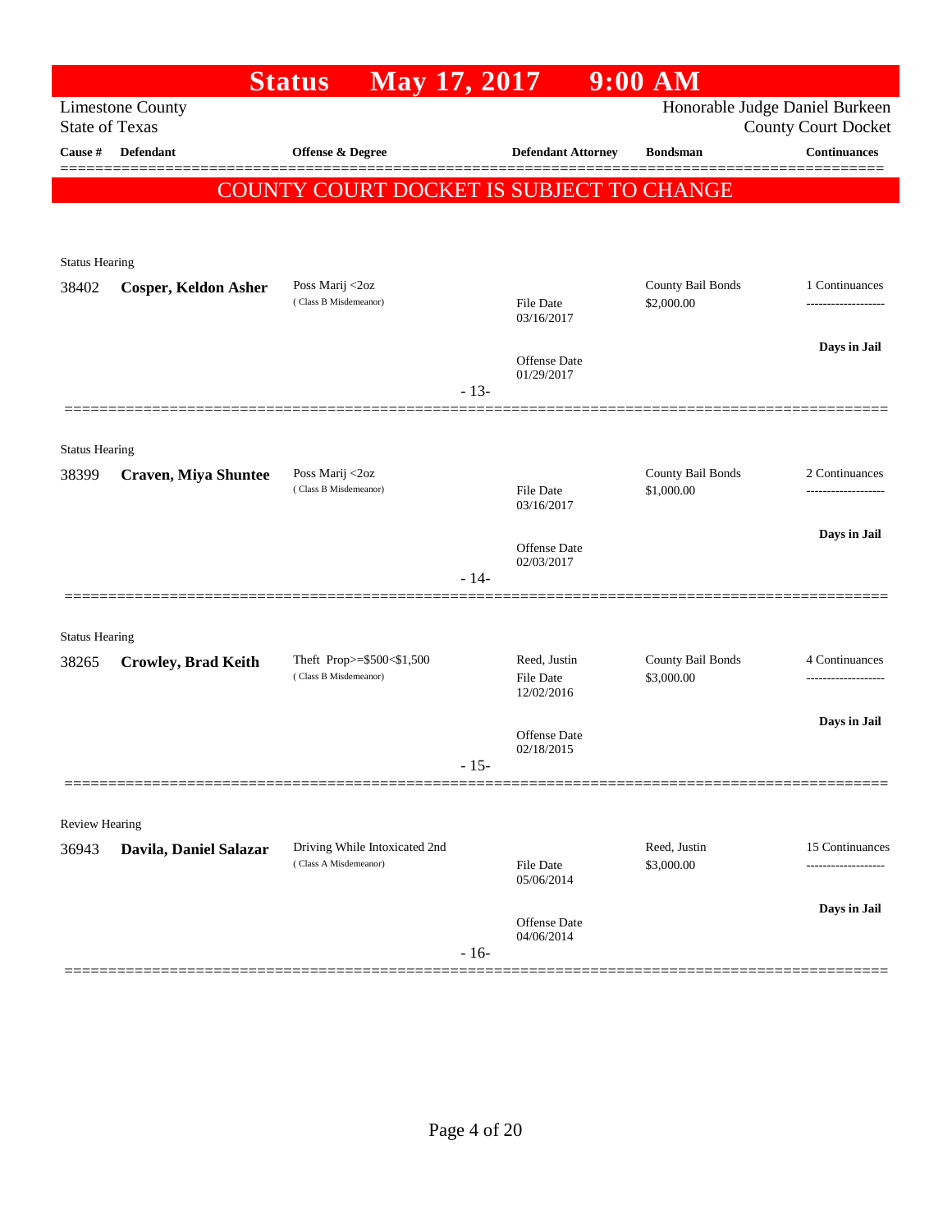# Status May 17, 2017 9:00 AM

Limestone County
State of Texas

Honorable Judge Daniel Burkeen
County Court Docket

| Cause # | Defendant | Offense & Degree | Defendant Attorney | Bondsman | Continuances |
|---|---|---|---|---|---|

**COUNTY COURT DOCKET IS SUBJECT TO CHANGE**

---

Status Hearing

| Cause # | Defendant | Offense & Degree | Defendant Attorney | Bondsman | Continuances |
|---|---|---|---|---|---|
| 38402 | **Cosper, Keldon Asher** | Poss Marij <2oz (Class B Misdemeanor) | File Date 03/16/2017; Offense Date 01/29/2017 | County Bail Bonds $2,000.00 | 1 Continuances; Days in Jail |

- 13-

---

Status Hearing

| Cause # | Defendant | Offense & Degree | Defendant Attorney | Bondsman | Continuances |
|---|---|---|---|---|---|
| 38399 | **Craven, Miya Shuntee** | Poss Marij <2oz (Class B Misdemeanor) | File Date 03/16/2017; Offense Date 02/03/2017 | County Bail Bonds $1,000.00 | 2 Continuances; Days in Jail |

- 14-

---

Status Hearing

| Cause # | Defendant | Offense & Degree | Defendant Attorney | Bondsman | Continuances |
|---|---|---|---|---|---|
| 38265 | **Crowley, Brad Keith** | Theft Prop>=$500<$1,500 (Class B Misdemeanor) | Reed, Justin; File Date 12/02/2016; Offense Date 02/18/2015 | County Bail Bonds $3,000.00 | 4 Continuances; Days in Jail |

- 15-

---

Review Hearing

| Cause # | Defendant | Offense & Degree | Defendant Attorney | Bondsman | Continuances |
|---|---|---|---|---|---|
| 36943 | **Davila, Daniel Salazar** | Driving While Intoxicated 2nd (Class A Misdemeanor) | File Date 05/06/2014; Offense Date 04/06/2014 | Reed, Justin $3,000.00 | 15 Continuances; Days in Jail |

- 16-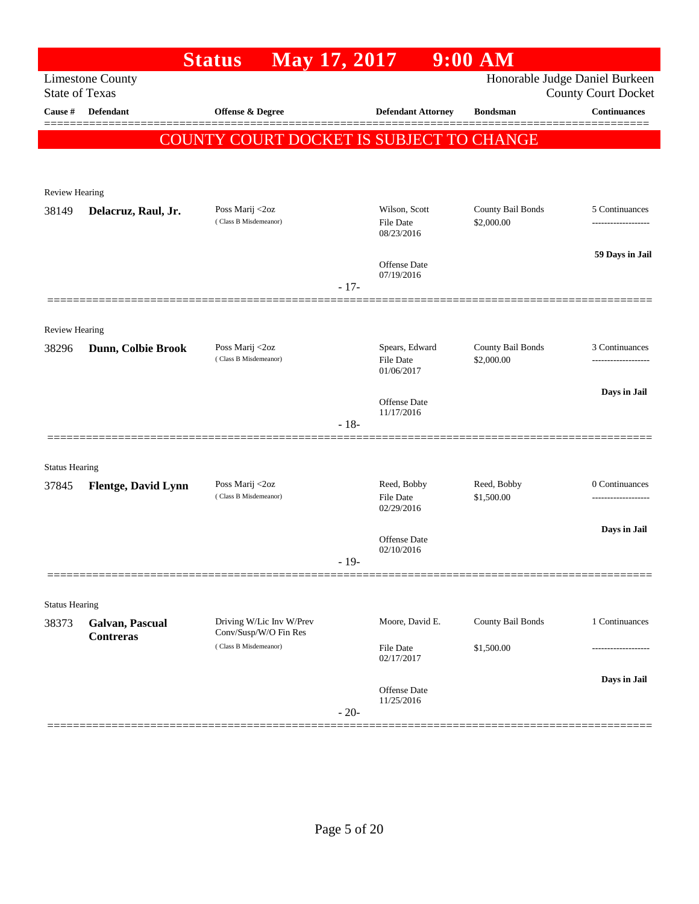# Status May 17, 2017 9:00 AM

Limestone County
State of Texas

Honorable Judge Daniel Burkeen
County Court Docket

| Cause # | Defendant | Offense & Degree | Defendant Attorney | Bondsman | Continuances |
|---|---|---|---|---|---|

**COUNTY COURT DOCKET IS SUBJECT TO CHANGE**

Review Hearing

| Cause # | Defendant | Offense & Degree | Defendant Attorney | Bondsman | Continuances |
|---|---|---|---|---|---|
| 38149 | **Delacruz, Raul, Jr.** | Poss Marij <2oz (Class B Misdemeanor) | Wilson, Scott<br>File Date 08/23/2016<br>Offense Date 07/19/2016 | County Bail Bonds<br>$2,000.00 | 5 Continuances<br>**59 Days in Jail** |

- 17-

Review Hearing

| Cause # | Defendant | Offense & Degree | Defendant Attorney | Bondsman | Continuances |
|---|---|---|---|---|---|
| 38296 | **Dunn, Colbie Brook** | Poss Marij <2oz (Class B Misdemeanor) | Spears, Edward<br>File Date 01/06/2017<br>Offense Date 11/17/2016 | County Bail Bonds<br>$2,000.00 | 3 Continuances<br>**Days in Jail** |

- 18-

Status Hearing

| Cause # | Defendant | Offense & Degree | Defendant Attorney | Bondsman | Continuances |
|---|---|---|---|---|---|
| 37845 | **Flentge, David Lynn** | Poss Marij <2oz (Class B Misdemeanor) | Reed, Bobby<br>File Date 02/29/2016<br>Offense Date 02/10/2016 | Reed, Bobby<br>$1,500.00 | 0 Continuances<br>**Days in Jail** |

- 19-

Status Hearing

| Cause # | Defendant | Offense & Degree | Defendant Attorney | Bondsman | Continuances |
|---|---|---|---|---|---|
| 38373 | **Galvan, Pascual Contreras** | Driving W/Lic Inv W/Prev Conv/Susp/W/O Fin Res (Class B Misdemeanor) | Moore, David E.<br>File Date 02/17/2017<br>Offense Date 11/25/2016 | County Bail Bonds<br>$1,500.00 | 1 Continuances<br>**Days in Jail** |

- 20-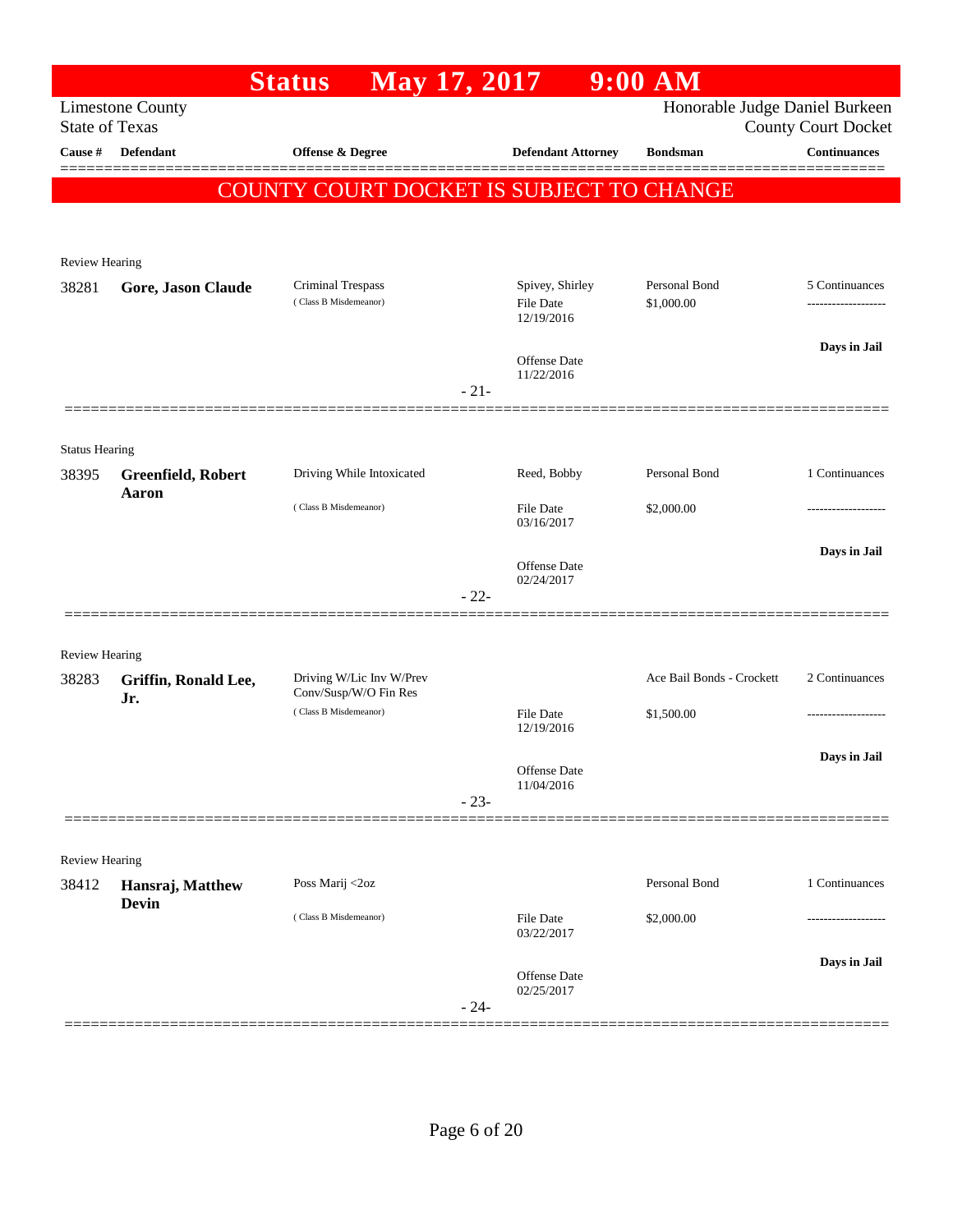# Status May 17, 2017 9:00 AM

Limestone County
State of Texas

Honorable Judge Daniel Burkeen
County Court Docket

| Cause # | Defendant | Offense & Degree | Defendant Attorney | Bondsman | Continuances |
|---|---|---|---|---|---|

**COUNTY COURT DOCKET IS SUBJECT TO CHANGE**

Review Hearing

| Cause # | Defendant | Offense & Degree | Defendant Attorney | Bondsman | Continuances |
|---|---|---|---|---|---|
| 38281 | **Gore, Jason Claude** | Criminal Trespass (Class B Misdemeanor) | Spivey, Shirley<br>File Date 12/19/2016<br>Offense Date 11/22/2016 | Personal Bond<br>$1,000.00 | 5 Continuances<br>-------------------<br>**Days in Jail** |

-21-

Status Hearing

| Cause # | Defendant | Offense & Degree | Defendant Attorney | Bondsman | Continuances |
|---|---|---|---|---|---|
| 38395 | **Greenfield, Robert Aaron** | Driving While Intoxicated (Class B Misdemeanor) | Reed, Bobby<br>File Date 03/16/2017<br>Offense Date 02/24/2017 | Personal Bond<br>$2,000.00 | 1 Continuances<br>-------------------<br>**Days in Jail** |

-22-

Review Hearing

| Cause # | Defendant | Offense & Degree | Defendant Attorney | Bondsman | Continuances |
|---|---|---|---|---|---|
| 38283 | **Griffin, Ronald Lee, Jr.** | Driving W/Lic Inv W/Prev Conv/Susp/W/O Fin Res (Class B Misdemeanor) | File Date 12/19/2016<br>Offense Date 11/04/2016 | Ace Bail Bonds - Crockett<br>$1,500.00 | 2 Continuances<br>-------------------<br>**Days in Jail** |

-23-

Review Hearing

| Cause # | Defendant | Offense & Degree | Defendant Attorney | Bondsman | Continuances |
|---|---|---|---|---|---|
| 38412 | **Hansraj, Matthew Devin** | Poss Marij <2oz (Class B Misdemeanor) | File Date 03/22/2017<br>Offense Date 02/25/2017 | Personal Bond<br>$2,000.00 | 1 Continuances<br>-------------------<br>**Days in Jail** |

-24-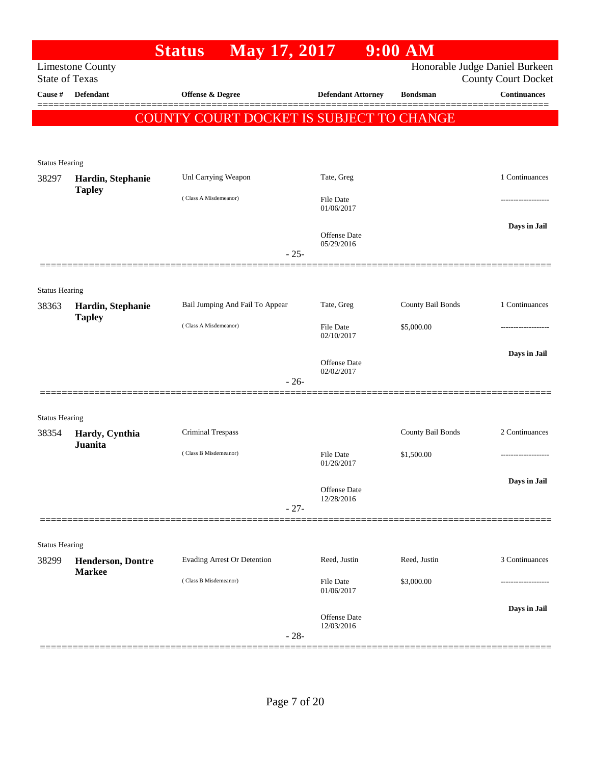# Status May 17, 2017 9:00 AM

Limestone County
State of Texas

Honorable Judge Daniel Burkeen
County Court Docket

| Cause # | Defendant | Offense & Degree | Defendant Attorney | Bondsman | Continuances |
|---|---|---|---|---|---|

## COUNTY COURT DOCKET IS SUBJECT TO CHANGE

Status Hearing

| Cause # | Defendant | Offense & Degree | Defendant Attorney | Bondsman | Continuances |
|---|---|---|---|---|---|
| 38297 | **Hardin, Stephanie Tapley** | Unl Carrying Weapon | Tate, Greg | | 1 Continuances |
| | | ( Class A Misdemeanor) | File Date 01/06/2017 | | ------------------- |
| | | | Offense Date 05/29/2016 | | **Days in Jail** |

- 25-

Status Hearing

| Cause # | Defendant | Offense & Degree | Defendant Attorney | Bondsman | Continuances |
|---|---|---|---|---|---|
| 38363 | **Hardin, Stephanie Tapley** | Bail Jumping And Fail To Appear | Tate, Greg | County Bail Bonds | 1 Continuances |
| | | ( Class A Misdemeanor) | File Date 02/10/2017 | $5,000.00 | ------------------- |
| | | | Offense Date 02/02/2017 | | **Days in Jail** |

- 26-

Status Hearing

| Cause # | Defendant | Offense & Degree | Defendant Attorney | Bondsman | Continuances |
|---|---|---|---|---|---|
| 38354 | **Hardy, Cynthia Juanita** | Criminal Trespass | | County Bail Bonds | 2 Continuances |
| | | ( Class B Misdemeanor) | File Date 01/26/2017 | $1,500.00 | ------------------- |
| | | | Offense Date 12/28/2016 | | **Days in Jail** |

- 27-

Status Hearing

| Cause # | Defendant | Offense & Degree | Defendant Attorney | Bondsman | Continuances |
|---|---|---|---|---|---|
| 38299 | **Henderson, Dontre Markee** | Evading Arrest Or Detention | Reed, Justin | Reed, Justin | 3 Continuances |
| | | ( Class B Misdemeanor) | File Date 01/06/2017 | $3,000.00 | ------------------- |
| | | | Offense Date 12/03/2016 | | **Days in Jail** |

- 28-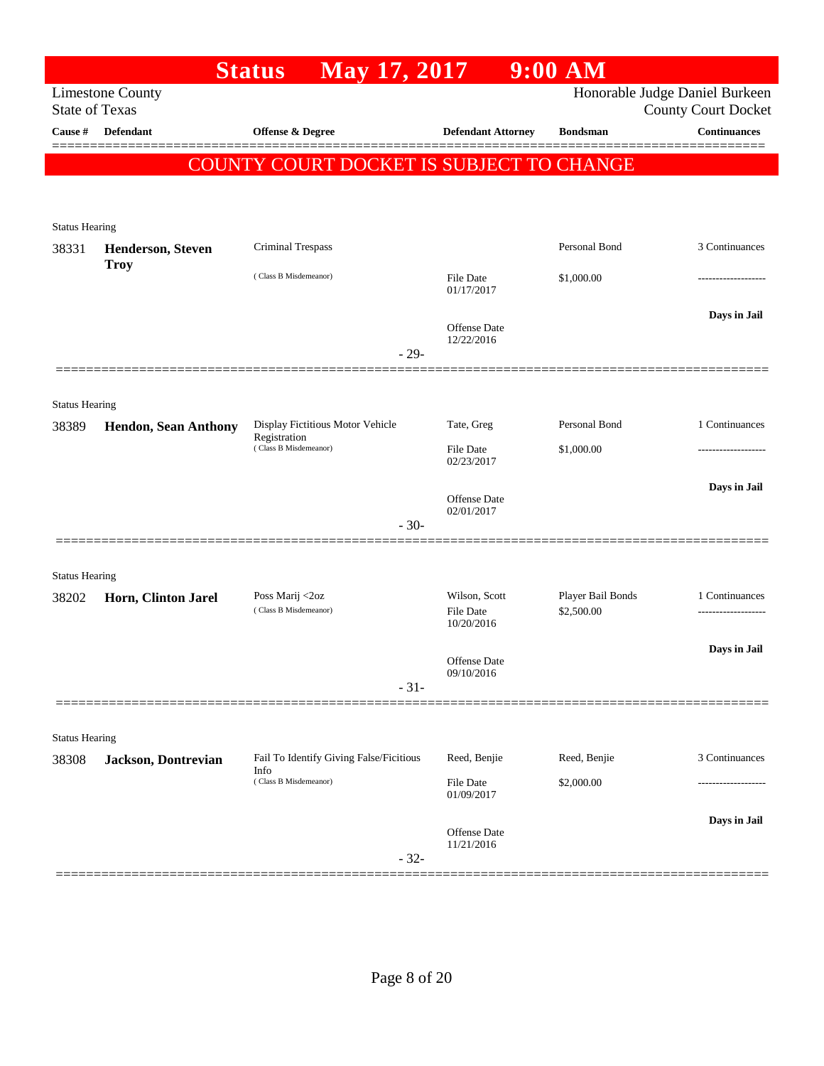# Status May 17, 2017 9:00 AM

Limestone County
State of Texas

Honorable Judge Daniel Burkeen
County Court Docket

| Cause # | Defendant | Offense & Degree | Defendant Attorney | Bondsman | Continuances |
|---|---|---|---|---|---|

**COUNTY COURT DOCKET IS SUBJECT TO CHANGE**

Status Hearing

| Cause # | Defendant | Offense & Degree | Defendant Attorney | Bondsman | Continuances |
|---|---|---|---|---|---|
| 38331 | **Henderson, Steven Troy** | Criminal Trespass ( Class B Misdemeanor) | File Date 01/17/2017 Offense Date 12/22/2016 | Personal Bond $1,000.00 | 3 Continuances ------------------- **Days in Jail** |

\- 29-

Status Hearing

| Cause # | Defendant | Offense & Degree | Defendant Attorney | Bondsman | Continuances |
|---|---|---|---|---|---|
| 38389 | **Hendon, Sean Anthony** | Display Fictitious Motor Vehicle Registration ( Class B Misdemeanor) | Tate, Greg File Date 02/23/2017 Offense Date 02/01/2017 | Personal Bond $1,000.00 | 1 Continuances ------------------- **Days in Jail** |

\- 30-

Status Hearing

| Cause # | Defendant | Offense & Degree | Defendant Attorney | Bondsman | Continuances |
|---|---|---|---|---|---|
| 38202 | **Horn, Clinton Jarel** | Poss Marij <2oz ( Class B Misdemeanor) | Wilson, Scott File Date 10/20/2016 Offense Date 09/10/2016 | Player Bail Bonds $2,500.00 | 1 Continuances ------------------- **Days in Jail** |

\- 31-

Status Hearing

| Cause # | Defendant | Offense & Degree | Defendant Attorney | Bondsman | Continuances |
|---|---|---|---|---|---|
| 38308 | **Jackson, Dontrevian** | Fail To Identify Giving False/Ficitious Info ( Class B Misdemeanor) | Reed, Benjie File Date 01/09/2017 Offense Date 11/21/2016 | Reed, Benjie $2,000.00 | 3 Continuances ------------------- **Days in Jail** |

\- 32-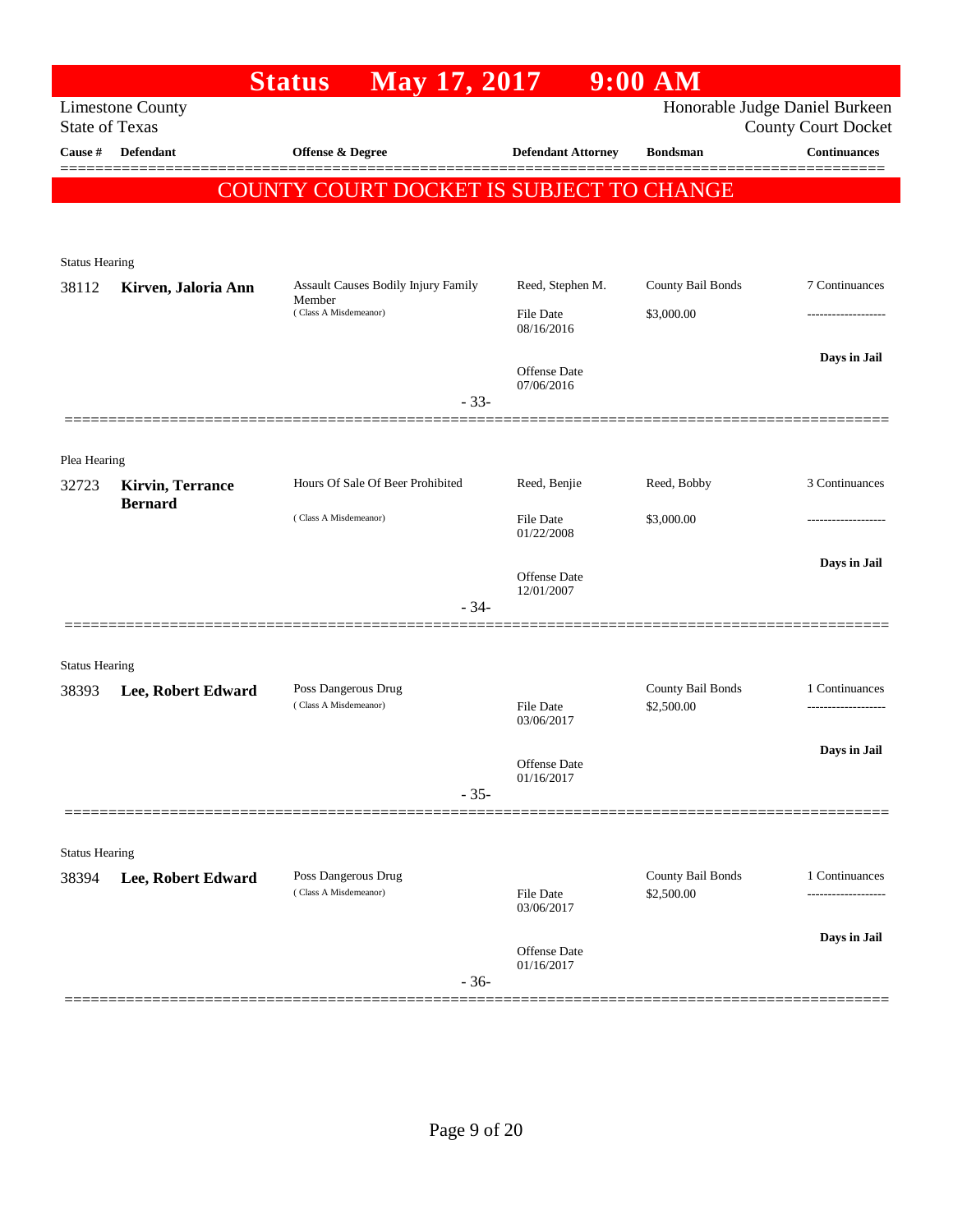# Status May 17, 2017 9:00 AM

Limestone County
State of Texas

Honorable Judge Daniel Burkeen
County Court Docket

| Cause # | Defendant | Offense & Degree | Defendant Attorney | Bondsman | Continuances |
|---|---|---|---|---|---|

**COUNTY COURT DOCKET IS SUBJECT TO CHANGE**

---

Status Hearing

| Cause # | Defendant | Offense & Degree | Defendant Attorney | Bondsman | Continuances |
|---|---|---|---|---|---|
| 38112 | **Kirven, Jaloria Ann** | Assault Causes Bodily Injury Family Member (Class A Misdemeanor) | Reed, Stephen M. | County Bail Bonds | 7 Continuances |
| | | | File Date 08/16/2016 | $3,000.00 | ------------------- |
| | | | Offense Date 07/06/2016 | | **Days in Jail** |

- 33-

---

Plea Hearing

| Cause # | Defendant | Offense & Degree | Defendant Attorney | Bondsman | Continuances |
|---|---|---|---|---|---|
| 32723 | **Kirvin, Terrance Bernard** | Hours Of Sale Of Beer Prohibited (Class A Misdemeanor) | Reed, Benjie | Reed, Bobby | 3 Continuances |
| | | | File Date 01/22/2008 | $3,000.00 | ------------------- |
| | | | Offense Date 12/01/2007 | | **Days in Jail** |

- 34-

---

Status Hearing

| Cause # | Defendant | Offense & Degree | Defendant Attorney | Bondsman | Continuances |
|---|---|---|---|---|---|
| 38393 | **Lee, Robert Edward** | Poss Dangerous Drug (Class A Misdemeanor) | | County Bail Bonds | 1 Continuances |
| | | | File Date 03/06/2017 | $2,500.00 | ------------------- |
| | | | Offense Date 01/16/2017 | | **Days in Jail** |

- 35-

---

Status Hearing

| Cause # | Defendant | Offense & Degree | Defendant Attorney | Bondsman | Continuances |
|---|---|---|---|---|---|
| 38394 | **Lee, Robert Edward** | Poss Dangerous Drug (Class A Misdemeanor) | | County Bail Bonds | 1 Continuances |
| | | | File Date 03/06/2017 | $2,500.00 | ------------------- |
| | | | Offense Date 01/16/2017 | | **Days in Jail** |

- 36-

---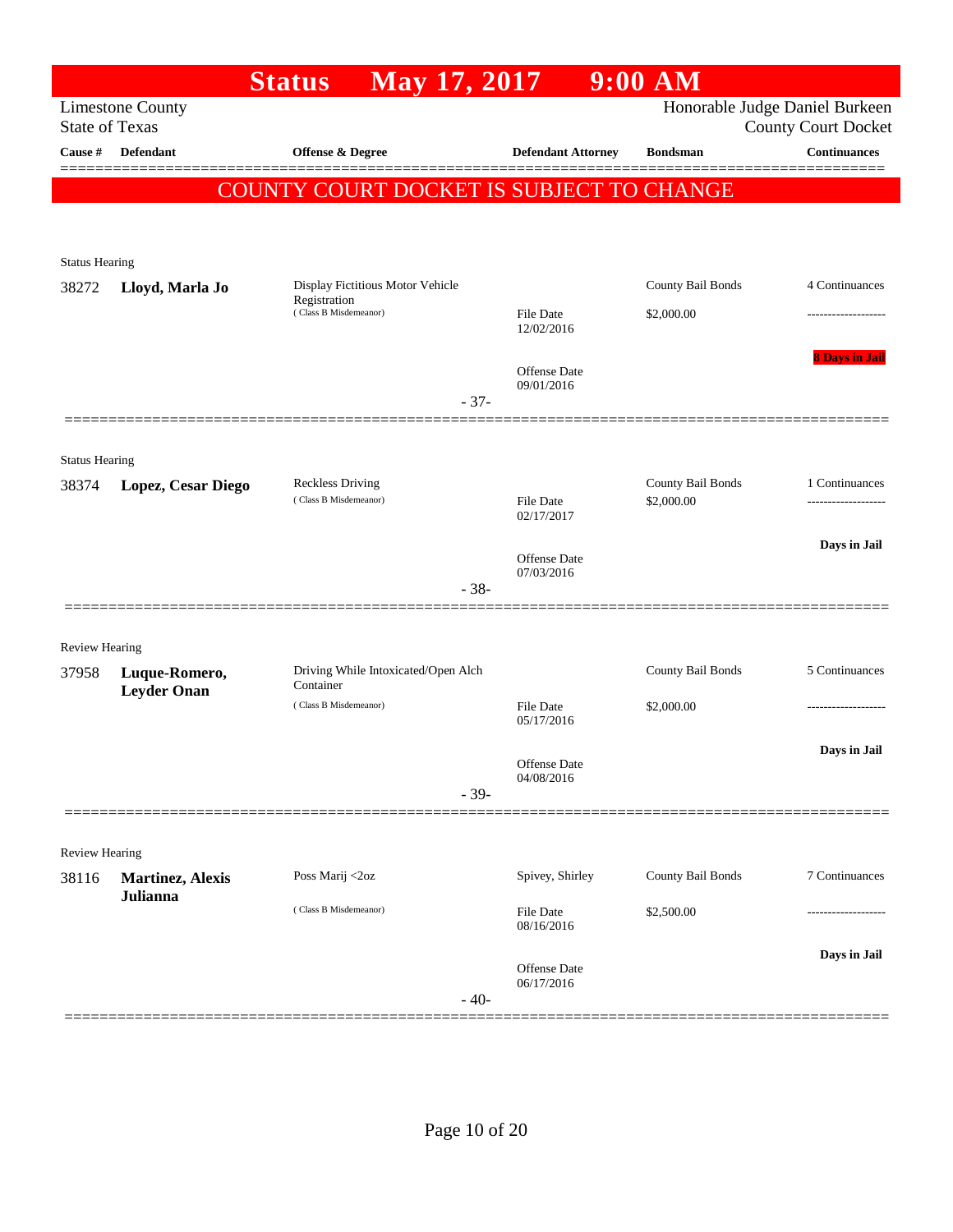# Status May 17, 2017 9:00 AM

Limestone County
State of Texas

Honorable Judge Daniel Burkeen
County Court Docket

| Cause # | Defendant | Offense & Degree | Defendant Attorney | Bondsman | Continuances |
|---|---|---|---|---|---|

## COUNTY COURT DOCKET IS SUBJECT TO CHANGE

Status Hearing

| Cause # | Defendant | Offense & Degree | Defendant Attorney | Bondsman | Continuances |
|---|---|---|---|---|---|
| 38272 | **Lloyd, Marla Jo** | Display Fictitious Motor Vehicle Registration (Class B Misdemeanor) | File Date 12/02/2016 | County Bail Bonds $2,000.00 | 4 Continuances |
| | | | Offense Date 09/01/2016 | | **8 Days in Jail** |

- 37-

Status Hearing

| Cause # | Defendant | Offense & Degree | Defendant Attorney | Bondsman | Continuances |
|---|---|---|---|---|---|
| 38374 | **Lopez, Cesar Diego** | Reckless Driving (Class B Misdemeanor) | File Date 02/17/2017 | County Bail Bonds $2,000.00 | 1 Continuances |
| | | | Offense Date 07/03/2016 | | **Days in Jail** |

- 38-

Review Hearing

| Cause # | Defendant | Offense & Degree | Defendant Attorney | Bondsman | Continuances |
|---|---|---|---|---|---|
| 37958 | **Luque-Romero, Leyder Onan** | Driving While Intoxicated/Open Alch Container (Class B Misdemeanor) | File Date 05/17/2016 | County Bail Bonds $2,000.00 | 5 Continuances |
| | | | Offense Date 04/08/2016 | | **Days in Jail** |

- 39-

Review Hearing

| Cause # | Defendant | Offense & Degree | Defendant Attorney | Bondsman | Continuances |
|---|---|---|---|---|---|
| 38116 | **Martinez, Alexis Julianna** | Poss Marij <2oz (Class B Misdemeanor) | Spivey, Shirley<br>File Date 08/16/2016 | County Bail Bonds $2,500.00 | 7 Continuances |
| | | | Offense Date 06/17/2016 | | **Days in Jail** |

- 40-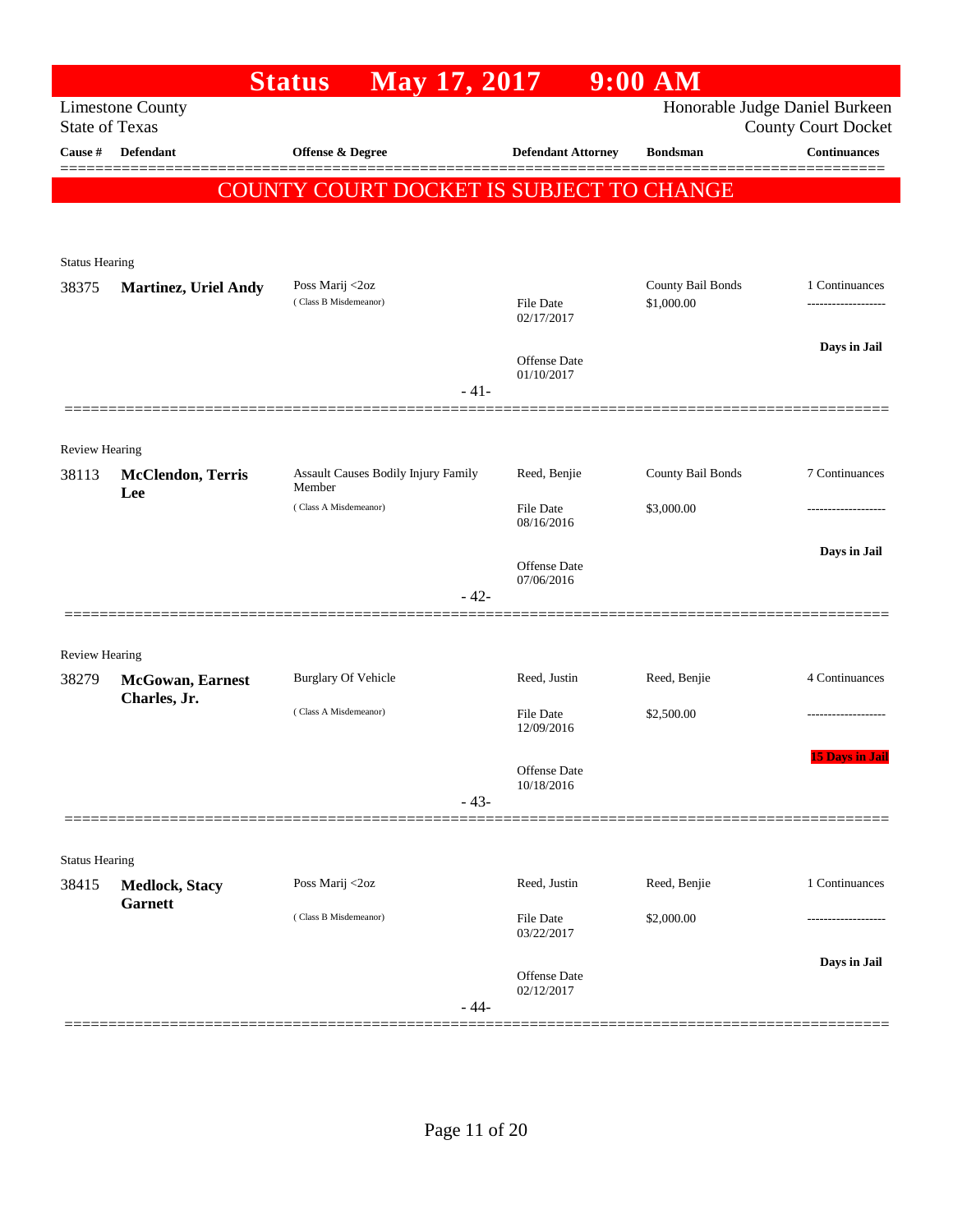# Status May 17, 2017 9:00 AM

Limestone County
State of Texas

Honorable Judge Daniel Burkeen
County Court Docket

**COUNTY COURT DOCKET IS SUBJECT TO CHANGE**

| Cause # | Defendant | Offense & Degree | Defendant Attorney | Bondsman | Continuances |
|---|---|---|---|---|---|
| **Status Hearing** | | | | | |
| 38375 | **Martinez, Uriel Andy** | Poss Marij <2oz (Class B Misdemeanor) | File Date 02/17/2017; Offense Date 01/10/2017 | County Bail Bonds $1,000.00 | 1 Continuances; Days in Jail |
| | | | - 41- | | |
| **Review Hearing** | | | | | |
| 38113 | **McClendon, Terris Lee** | Assault Causes Bodily Injury Family Member (Class A Misdemeanor) | Reed, Benjie; File Date 08/16/2016; Offense Date 07/06/2016 | County Bail Bonds $3,000.00 | 7 Continuances; Days in Jail |
| | | | - 42- | | |
| **Review Hearing** | | | | | |
| 38279 | **McGowan, Earnest Charles, Jr.** | Burglary Of Vehicle (Class A Misdemeanor) | Reed, Justin; File Date 12/09/2016; Offense Date 10/18/2016 | Reed, Benjie $2,500.00 | 4 Continuances; 15 Days in Jail |
| | | | - 43- | | |
| **Status Hearing** | | | | | |
| 38415 | **Medlock, Stacy Garnett** | Poss Marij <2oz (Class B Misdemeanor) | Reed, Justin; File Date 03/22/2017; Offense Date 02/12/2017 | Reed, Benjie $2,000.00 | 1 Continuances; Days in Jail |
| | | | - 44- | | |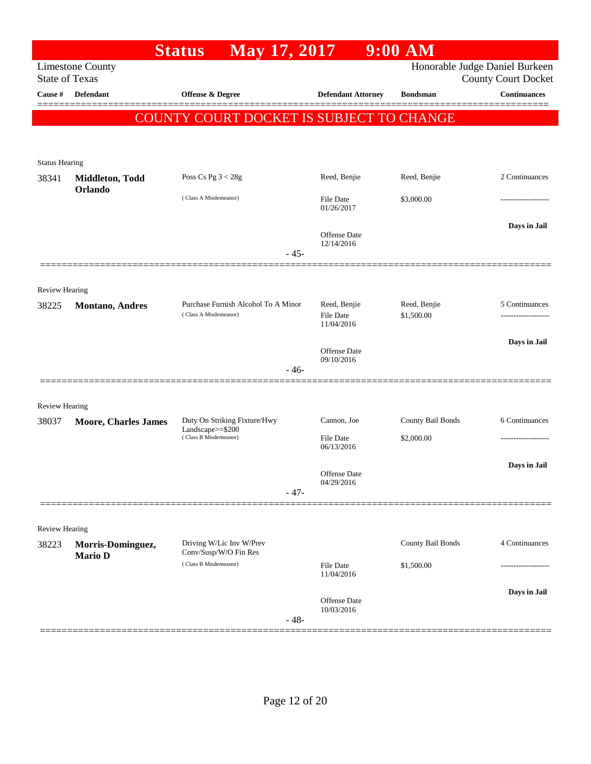# Status May 17, 2017 9:00 AM

Limestone County
State of Texas

Honorable Judge Daniel Burkeen
County Court Docket

| Cause # | Defendant | Offense & Degree | Defendant Attorney | Bondsman | Continuances |
|---|---|---|---|---|---|

**COUNTY COURT DOCKET IS SUBJECT TO CHANGE**

Status Hearing

| Cause # | Defendant | Offense & Degree | Defendant Attorney | Bondsman | Continuances |
|---|---|---|---|---|---|
| 38341 | **Middleton, Todd Orlando** | Poss Cs Pg 3 < 28g (Class A Misdemeanor) | Reed, Benjie | Reed, Benjie | 2 Continuances |
| | | | File Date 01/26/2017 | $3,000.00 | ------------------- |
| | | | Offense Date 12/14/2016 | | **Days in Jail** |

- 45-

Review Hearing

| Cause # | Defendant | Offense & Degree | Defendant Attorney | Bondsman | Continuances |
|---|---|---|---|---|---|
| 38225 | **Montano, Andres** | Purchase Furnish Alcohol To A Minor (Class A Misdemeanor) | Reed, Benjie | Reed, Benjie | 5 Continuances |
| | | | File Date 11/04/2016 | $1,500.00 | ------------------- |
| | | | Offense Date 09/10/2016 | | **Days in Jail** |

- 46-

Review Hearing

| Cause # | Defendant | Offense & Degree | Defendant Attorney | Bondsman | Continuances |
|---|---|---|---|---|---|
| 38037 | **Moore, Charles James** | Duty On Striking Fixture/Hwy Landscape>=$200 (Class B Misdemeanor) | Cannon, Joe | County Bail Bonds | 6 Continuances |
| | | | File Date 06/13/2016 | $2,000.00 | ------------------- |
| | | | Offense Date 04/29/2016 | | **Days in Jail** |

- 47-

Review Hearing

| Cause # | Defendant | Offense & Degree | Defendant Attorney | Bondsman | Continuances |
|---|---|---|---|---|---|
| 38223 | **Morris-Dominguez, Mario D** | Driving W/Lic Inv W/Prev Conv/Susp/W/O Fin Res (Class B Misdemeanor) | | County Bail Bonds | 4 Continuances |
| | | | File Date 11/04/2016 | $1,500.00 | ------------------- |
| | | | Offense Date 10/03/2016 | | **Days in Jail** |

- 48-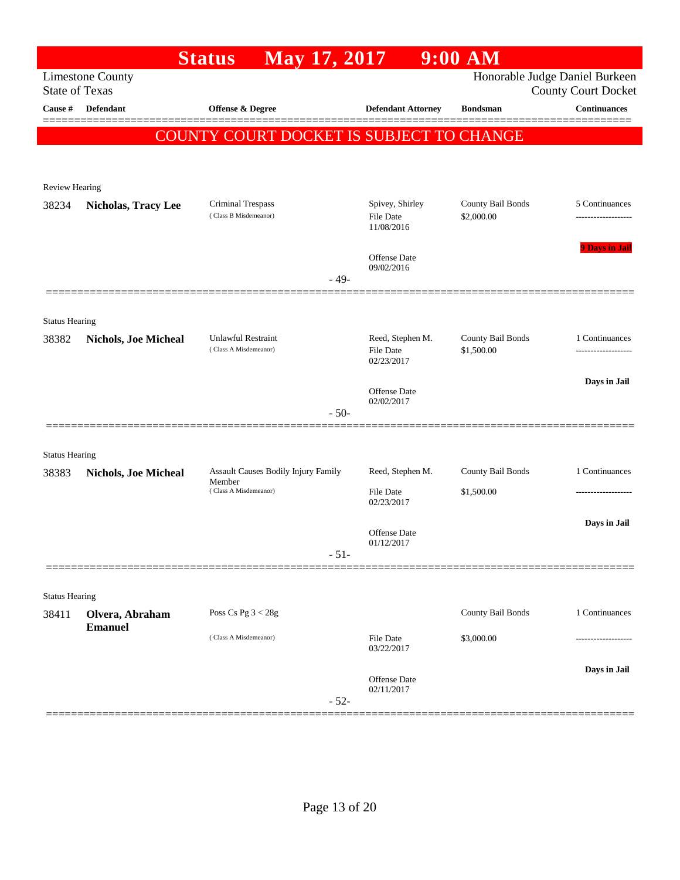# Status May 17, 2017 9:00 AM

Limestone County
State of Texas

Honorable Judge Daniel Burkeen
County Court Docket

| Cause # | Defendant | Offense & Degree | Defendant Attorney | Bondsman | Continuances |
|---|---|---|---|---|---|

COUNTY COURT DOCKET IS SUBJECT TO CHANGE

---

Review Hearing

| Cause # | Defendant | Offense & Degree | Defendant Attorney | Bondsman | Continuances |
|---|---|---|---|---|---|
| 38234 | **Nicholas, Tracy Lee** | Criminal Trespass (Class B Misdemeanor) | Spivey, Shirley<br>File Date 11/08/2016<br>Offense Date 09/02/2016 | County Bail Bonds<br>$2,000.00 | 5 Continuances<br>-------------------<br>**9 Days in Jail** |

- 49-

---

Status Hearing

| Cause # | Defendant | Offense & Degree | Defendant Attorney | Bondsman | Continuances |
|---|---|---|---|---|---|
| 38382 | **Nichols, Joe Micheal** | Unlawful Restraint (Class A Misdemeanor) | Reed, Stephen M.<br>File Date 02/23/2017<br>Offense Date 02/02/2017 | County Bail Bonds<br>$1,500.00 | 1 Continuances<br>-------------------<br>**Days in Jail** |

- 50-

---

Status Hearing

| Cause # | Defendant | Offense & Degree | Defendant Attorney | Bondsman | Continuances |
|---|---|---|---|---|---|
| 38383 | **Nichols, Joe Micheal** | Assault Causes Bodily Injury Family Member (Class A Misdemeanor) | Reed, Stephen M.<br>File Date 02/23/2017<br>Offense Date 01/12/2017 | County Bail Bonds<br>$1,500.00 | 1 Continuances<br>-------------------<br>**Days in Jail** |

- 51-

---

Status Hearing

| Cause # | Defendant | Offense & Degree | Defendant Attorney | Bondsman | Continuances |
|---|---|---|---|---|---|
| 38411 | **Olvera, Abraham Emanuel** | Poss Cs Pg 3 < 28g (Class A Misdemeanor) | File Date 03/22/2017<br>Offense Date 02/11/2017 | County Bail Bonds<br>$3,000.00 | 1 Continuances<br>-------------------<br>**Days in Jail** |

- 52-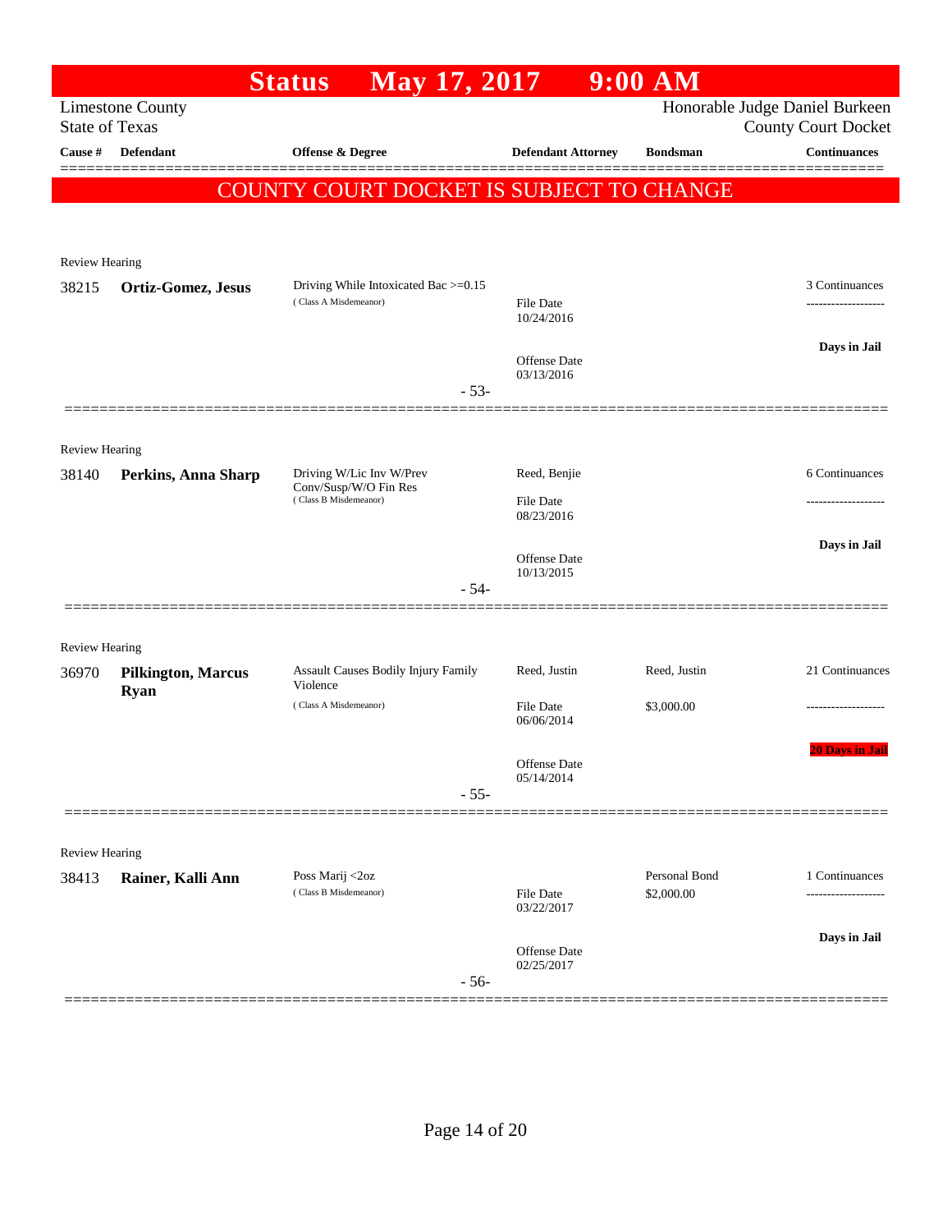# Status May 17, 2017 9:00 AM

Limestone County
State of Texas

Honorable Judge Daniel Burkeen
County Court Docket

| Cause # | Defendant | Offense & Degree | Defendant Attorney | Bondsman | Continuances |
|---|---|---|---|---|---|

**COUNTY COURT DOCKET IS SUBJECT TO CHANGE**

Review Hearing

| Cause # | Defendant | Offense & Degree | Defendant Attorney | Bondsman | Continuances |
|---|---|---|---|---|---|
| 38215 | **Ortiz-Gomez, Jesus** | Driving While Intoxicated Bac >=0.15 (Class A Misdemeanor) | File Date 10/24/2016<br>Offense Date 03/13/2016 | | 3 Continuances<br>Days in Jail |

- 53-

Review Hearing

| Cause # | Defendant | Offense & Degree | Defendant Attorney | Bondsman | Continuances |
|---|---|---|---|---|---|
| 38140 | **Perkins, Anna Sharp** | Driving W/Lic Inv W/Prev Conv/Susp/W/O Fin Res (Class B Misdemeanor) | Reed, Benjie<br>File Date 08/23/2016<br>Offense Date 10/13/2015 | | 6 Continuances<br>Days in Jail |

- 54-

Review Hearing

| Cause # | Defendant | Offense & Degree | Defendant Attorney | Bondsman | Continuances |
|---|---|---|---|---|---|
| 36970 | **Pilkington, Marcus Ryan** | Assault Causes Bodily Injury Family Violence (Class A Misdemeanor) | Reed, Justin<br>File Date 06/06/2014<br>Offense Date 05/14/2014 | Reed, Justin<br>$3,000.00 | 21 Continuances<br>20 Days in Jail |

- 55-

Review Hearing

| Cause # | Defendant | Offense & Degree | Defendant Attorney | Bondsman | Continuances |
|---|---|---|---|---|---|
| 38413 | **Rainer, Kalli Ann** | Poss Marij <2oz (Class B Misdemeanor) | File Date 03/22/2017<br>Offense Date 02/25/2017 | Personal Bond<br>$2,000.00 | 1 Continuances<br>Days in Jail |

- 56-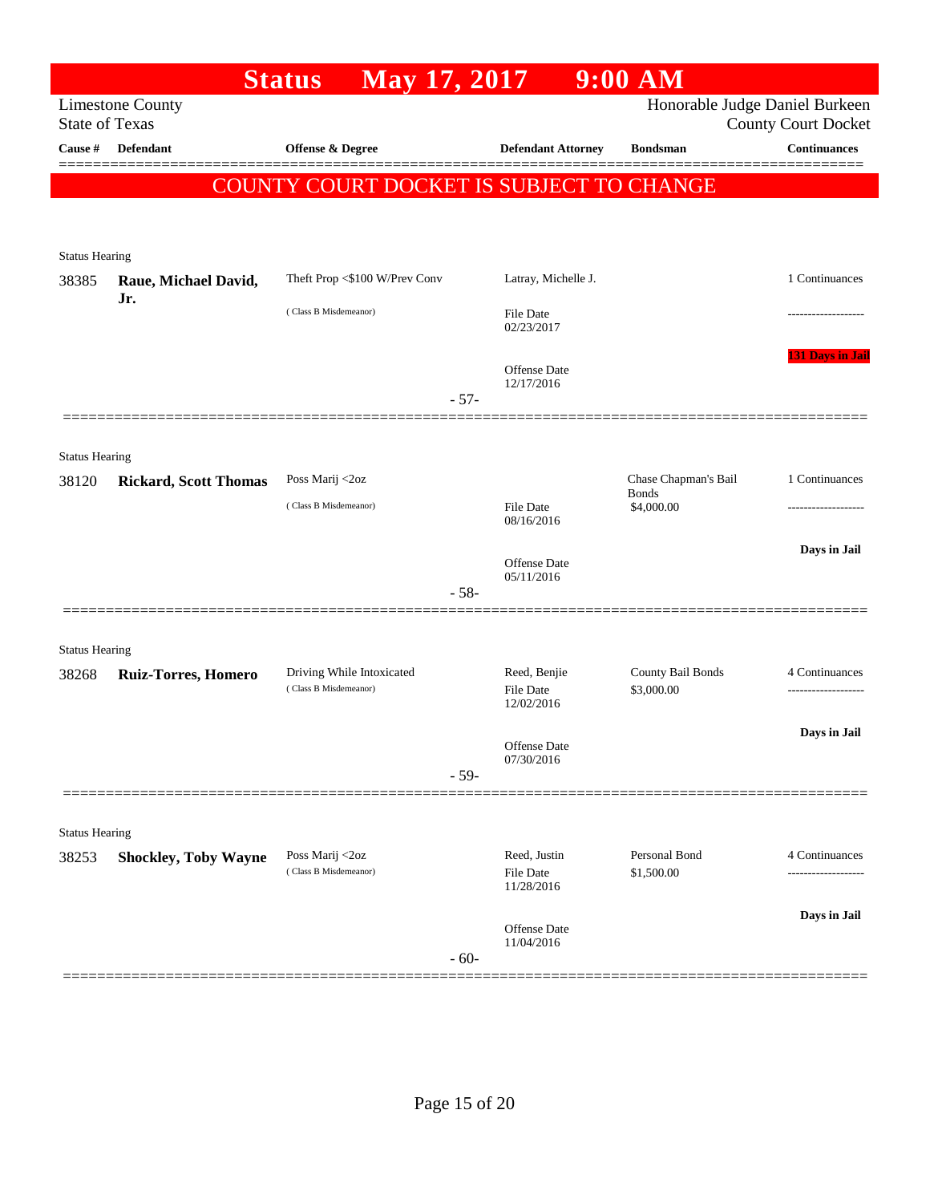# Status May 17, 2017 9:00 AM

Limestone County
State of Texas

Honorable Judge Daniel Burkeen
County Court Docket

| Cause # | Defendant | Offense & Degree | Defendant Attorney | Bondsman | Continuances |
|---|---|---|---|---|---|

**COUNTY COURT DOCKET IS SUBJECT TO CHANGE**

Status Hearing

| Cause # | Defendant | Offense & Degree | Defendant Attorney | Bondsman | Continuances |
|---|---|---|---|---|---|
| 38385 | **Raue, Michael David, Jr.** | Theft Prop <$100 W/Prev Conv (Class B Misdemeanor) | Latray, Michelle J. File Date 02/23/2017 Offense Date 12/17/2016 | | 1 Continuances ------------------- 131 Days in Jail |

- 57-

Status Hearing

| Cause # | Defendant | Offense & Degree | Defendant Attorney | Bondsman | Continuances |
|---|---|---|---|---|---|
| 38120 | **Rickard, Scott Thomas** | Poss Marij <2oz (Class B Misdemeanor) | File Date 08/16/2016 Offense Date 05/11/2016 | Chase Chapman's Bail Bonds $4,000.00 | 1 Continuances ------------------- Days in Jail |

- 58-

Status Hearing

| Cause # | Defendant | Offense & Degree | Defendant Attorney | Bondsman | Continuances |
|---|---|---|---|---|---|
| 38268 | **Ruiz-Torres, Homero** | Driving While Intoxicated (Class B Misdemeanor) | Reed, Benjie File Date 12/02/2016 Offense Date 07/30/2016 | County Bail Bonds $3,000.00 | 4 Continuances ------------------- Days in Jail |

- 59-

Status Hearing

| Cause # | Defendant | Offense & Degree | Defendant Attorney | Bondsman | Continuances |
|---|---|---|---|---|---|
| 38253 | **Shockley, Toby Wayne** | Poss Marij <2oz (Class B Misdemeanor) | Reed, Justin File Date 11/28/2016 Offense Date 11/04/2016 | Personal Bond $1,500.00 | 4 Continuances ------------------- Days in Jail |

- 60-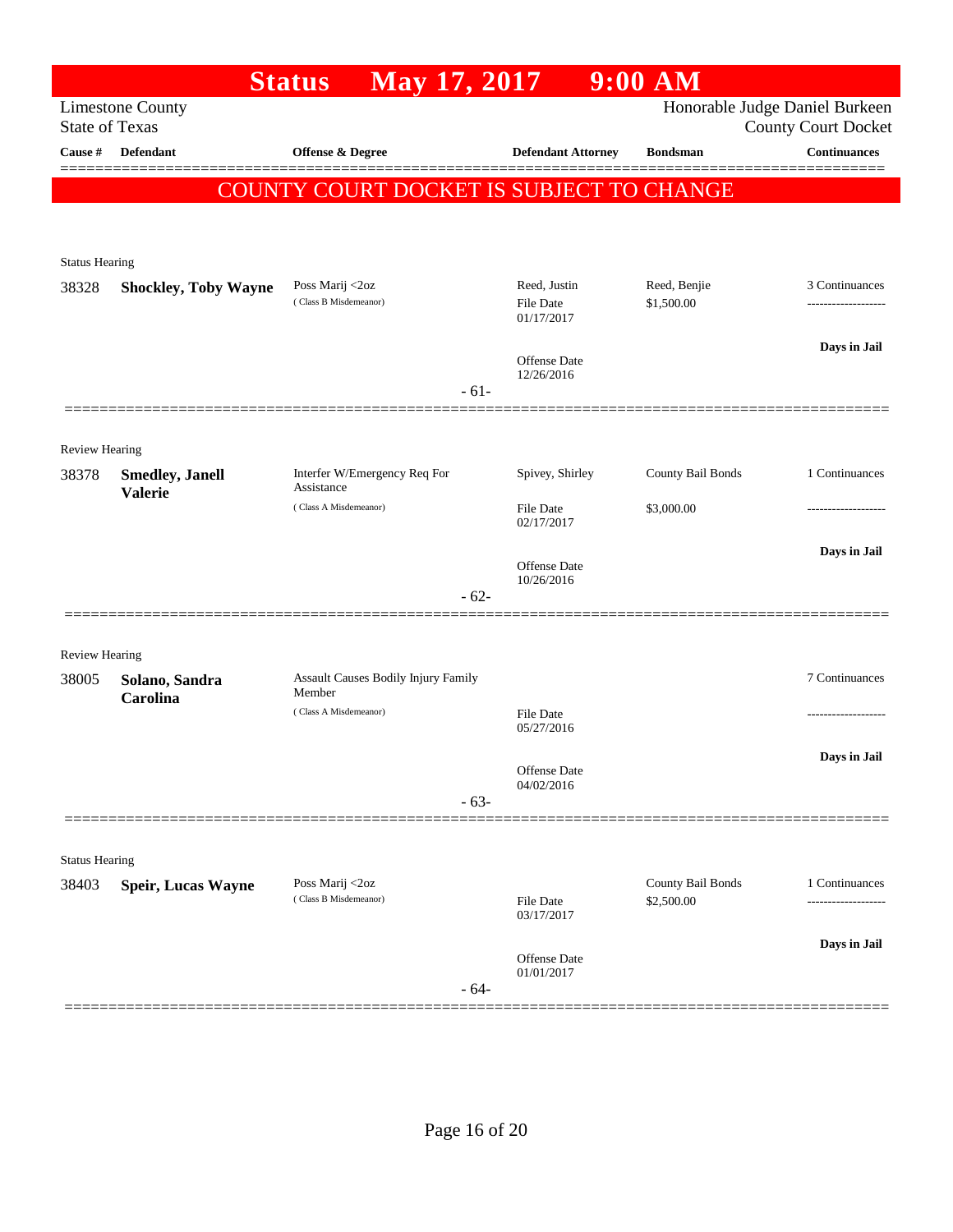# Status May 17, 2017 9:00 AM

Limestone County
State of Texas

Honorable Judge Daniel Burkeen
County Court Docket

| Cause # | Defendant | Offense & Degree | Defendant Attorney | Bondsman | Continuances |
|---|---|---|---|---|---|

**COUNTY COURT DOCKET IS SUBJECT TO CHANGE**

---

Status Hearing

| Cause # | Defendant | Offense & Degree | Defendant Attorney | Bondsman | Continuances |
|---|---|---|---|---|---|
| 38328 | **Shockley, Toby Wayne** | Poss Marij <2oz (Class B Misdemeanor) | Reed, Justin | Reed, Benjie | 3 Continuances |
| | | | File Date 01/17/2017 | $1,500.00 | ------------------- |
| | | | Offense Date 12/26/2016 | | **Days in Jail** |

- 61-

---

Review Hearing

| Cause # | Defendant | Offense & Degree | Defendant Attorney | Bondsman | Continuances |
|---|---|---|---|---|---|
| 38378 | **Smedley, Janell Valerie** | Interfer W/Emergency Req For Assistance (Class A Misdemeanor) | Spivey, Shirley | County Bail Bonds | 1 Continuances |
| | | | File Date 02/17/2017 | $3,000.00 | ------------------- |
| | | | Offense Date 10/26/2016 | | **Days in Jail** |

- 62-

---

Review Hearing

| Cause # | Defendant | Offense & Degree | Defendant Attorney | Bondsman | Continuances |
|---|---|---|---|---|---|
| 38005 | **Solano, Sandra Carolina** | Assault Causes Bodily Injury Family Member (Class A Misdemeanor) | | | 7 Continuances |
| | | | File Date 05/27/2016 | | ------------------- |
| | | | Offense Date 04/02/2016 | | **Days in Jail** |

- 63-

---

Status Hearing

| Cause # | Defendant | Offense & Degree | Defendant Attorney | Bondsman | Continuances |
|---|---|---|---|---|---|
| 38403 | **Speir, Lucas Wayne** | Poss Marij <2oz (Class B Misdemeanor) | | County Bail Bonds | 1 Continuances |
| | | | File Date 03/17/2017 | $2,500.00 | ------------------- |
| | | | Offense Date 01/01/2017 | | **Days in Jail** |

- 64-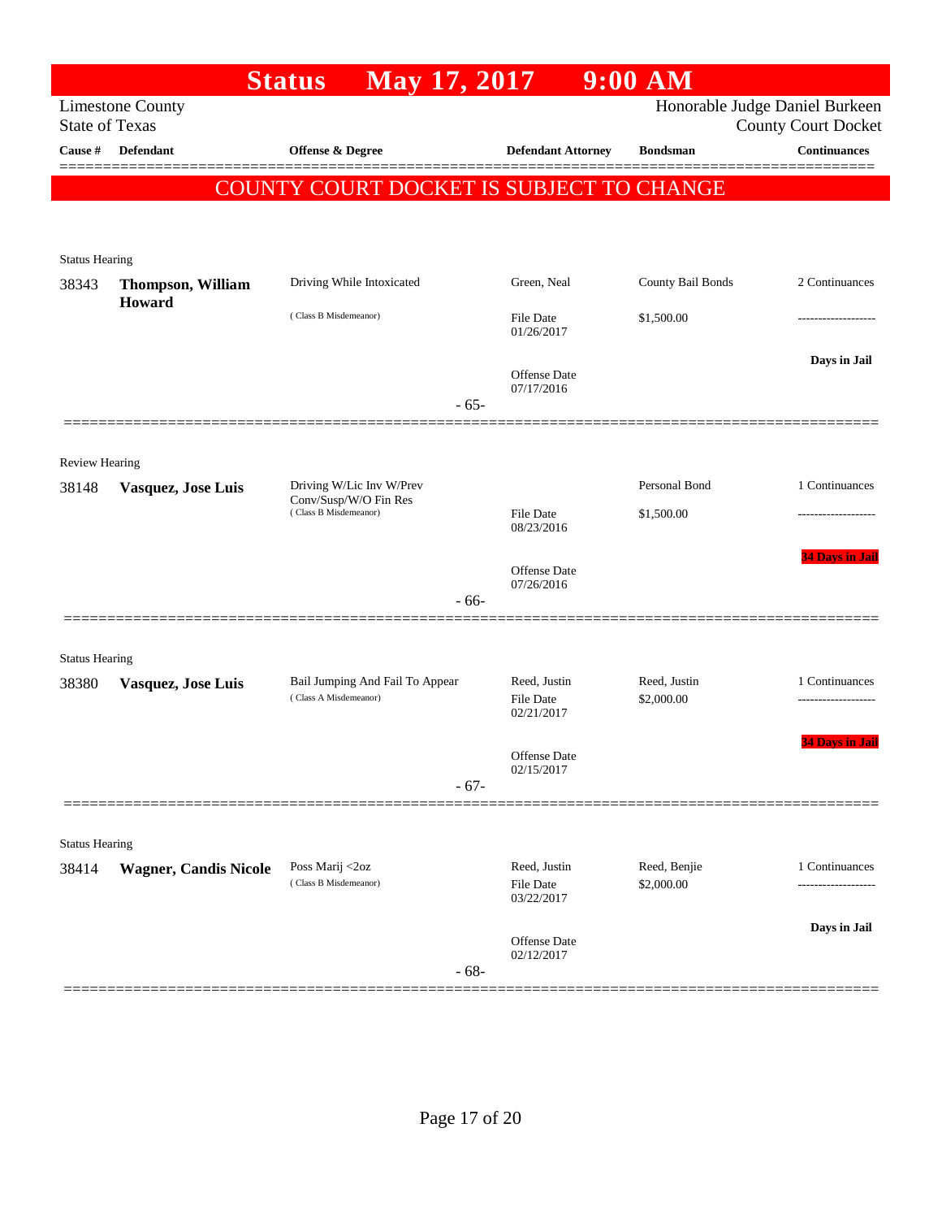# Status May 17, 2017 9:00 AM

Limestone County
State of Texas

Honorable Judge Daniel Burkeen
County Court Docket

| Cause # | Defendant | Offense & Degree | Defendant Attorney | Bondsman | Continuances |
|---|---|---|---|---|---|

## COUNTY COURT DOCKET IS SUBJECT TO CHANGE

Status Hearing

| Cause # | Defendant | Offense & Degree | Defendant Attorney | Bondsman | Continuances |
|---|---|---|---|---|---|
| 38343 | **Thompson, William Howard** | Driving While Intoxicated (Class B Misdemeanor) | Green, Neal | County Bail Bonds | 2 Continuances |
| | | | File Date 01/26/2017 | $1,500.00 | ------------------- |
| | | | Offense Date 07/17/2016 | | Days in Jail |

- 65-

Review Hearing

| Cause # | Defendant | Offense & Degree | Defendant Attorney | Bondsman | Continuances |
|---|---|---|---|---|---|
| 38148 | **Vasquez, Jose Luis** | Driving W/Lic Inv W/Prev Conv/Susp/W/O Fin Res (Class B Misdemeanor) | | Personal Bond | 1 Continuances |
| | | | File Date 08/23/2016 | $1,500.00 | ------------------- |
| | | | Offense Date 07/26/2016 | | 34 Days in Jail |

- 66-

Status Hearing

| Cause # | Defendant | Offense & Degree | Defendant Attorney | Bondsman | Continuances |
|---|---|---|---|---|---|
| 38380 | **Vasquez, Jose Luis** | Bail Jumping And Fail To Appear (Class A Misdemeanor) | Reed, Justin | Reed, Justin | 1 Continuances |
| | | | File Date 02/21/2017 | $2,000.00 | ------------------- |
| | | | Offense Date 02/15/2017 | | 34 Days in Jail |

- 67-

Status Hearing

| Cause # | Defendant | Offense & Degree | Defendant Attorney | Bondsman | Continuances |
|---|---|---|---|---|---|
| 38414 | **Wagner, Candis Nicole** | Poss Marij <2oz (Class B Misdemeanor) | Reed, Justin | Reed, Benjie | 1 Continuances |
| | | | File Date 03/22/2017 | $2,000.00 | ------------------- |
| | | | Offense Date 02/12/2017 | | Days in Jail |

- 68-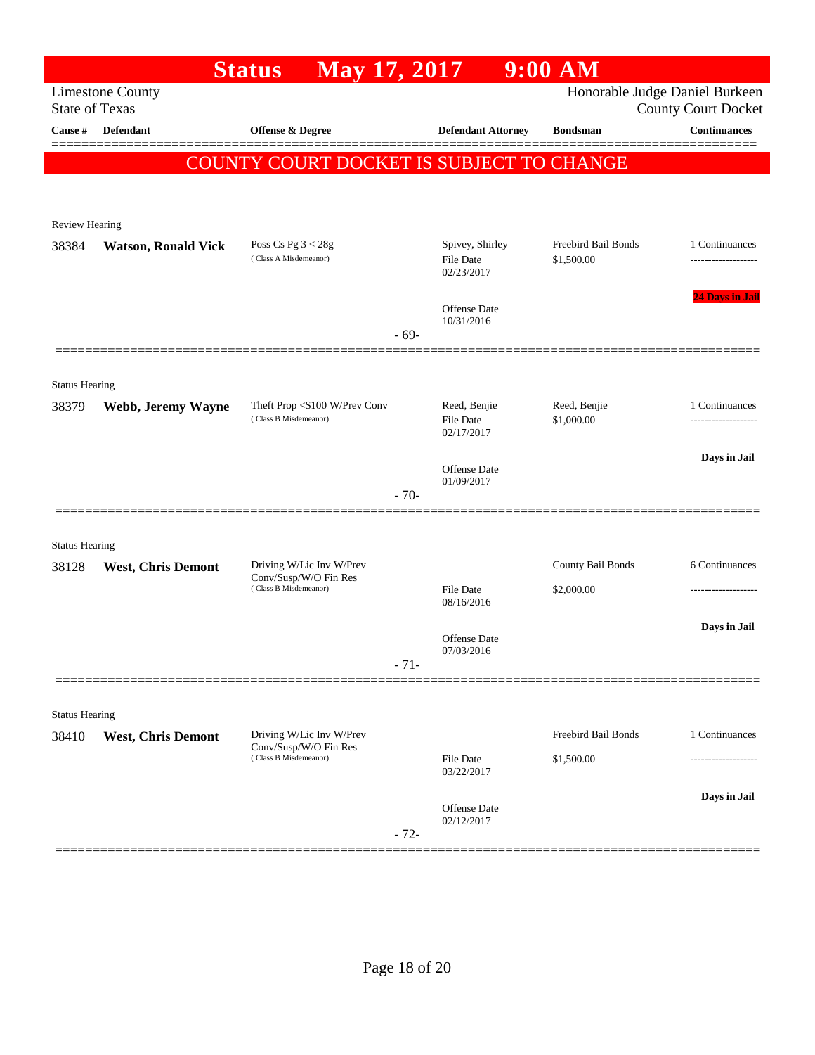# Status May 17, 2017 9:00 AM

Limestone County
State of Texas

Honorable Judge Daniel Burkeen
County Court Docket

| Cause # | Defendant | Offense & Degree | Defendant Attorney | Bondsman | Continuances |
|---|---|---|---|---|---|

**COUNTY COURT DOCKET IS SUBJECT TO CHANGE**

---

Review Hearing

| Cause # | Defendant | Offense & Degree | Defendant Attorney | Bondsman | Continuances |
|---|---|---|---|---|---|
| 38384 | **Watson, Ronald Vick** | Poss Cs Pg 3 < 28g (Class A Misdemeanor) | Spivey, Shirley<br>File Date 02/23/2017<br>Offense Date 10/31/2016 | Freebird Bail Bonds<br>$1,500.00 | 1 Continuances<br>-------------------<br>24 Days in Jail |

- 69-

---

Status Hearing

| Cause # | Defendant | Offense & Degree | Defendant Attorney | Bondsman | Continuances |
|---|---|---|---|---|---|
| 38379 | **Webb, Jeremy Wayne** | Theft Prop <$100 W/Prev Conv (Class B Misdemeanor) | Reed, Benjie<br>File Date 02/17/2017<br>Offense Date 01/09/2017 | Reed, Benjie<br>$1,000.00 | 1 Continuances<br>-------------------<br>Days in Jail |

- 70-

---

Status Hearing

| Cause # | Defendant | Offense & Degree | Defendant Attorney | Bondsman | Continuances |
|---|---|---|---|---|---|
| 38128 | **West, Chris Demont** | Driving W/Lic Inv W/Prev Conv/Susp/W/O Fin Res (Class B Misdemeanor) | File Date 08/16/2016<br>Offense Date 07/03/2016 | County Bail Bonds<br>$2,000.00 | 6 Continuances<br>-------------------<br>Days in Jail |

- 71-

---

Status Hearing

| Cause # | Defendant | Offense & Degree | Defendant Attorney | Bondsman | Continuances |
|---|---|---|---|---|---|
| 38410 | **West, Chris Demont** | Driving W/Lic Inv W/Prev Conv/Susp/W/O Fin Res (Class B Misdemeanor) | File Date 03/22/2017<br>Offense Date 02/12/2017 | Freebird Bail Bonds<br>$1,500.00 | 1 Continuances<br>-------------------<br>Days in Jail |

- 72-

---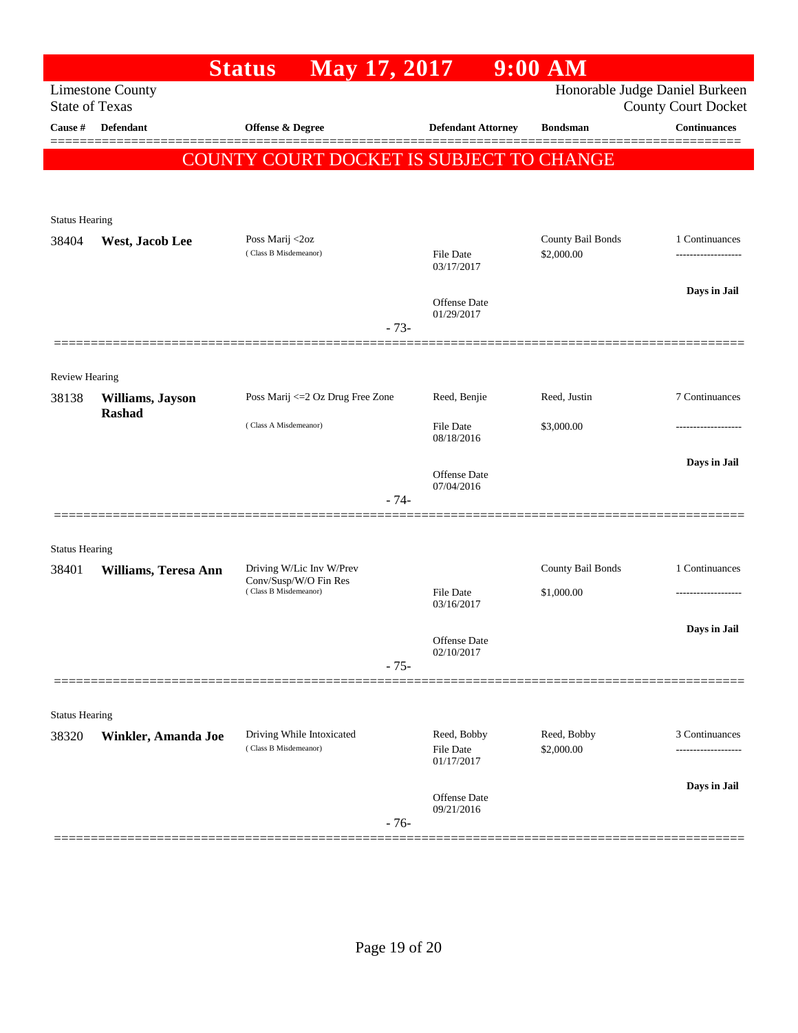# Status May 17, 2017 9:00 AM

Limestone County
State of Texas

Honorable Judge Daniel Burkeen
County Court Docket

**COUNTY COURT DOCKET IS SUBJECT TO CHANGE**

| Cause # | Defendant | Offense & Degree | Defendant Attorney | Bondsman | Continuances |
|---|---|---|---|---|---|
| **Status Hearing** | | | | | |
| 38404 | **West, Jacob Lee** | Poss Marij <2oz (Class B Misdemeanor) | File Date 03/17/2017; Offense Date 01/29/2017 | County Bail Bonds $2,000.00 | 1 Continuances; Days in Jail |
| | | | - 73- | | |
| **Review Hearing** | | | | | |
| 38138 | **Williams, Jayson Rashad** | Poss Marij <=2 Oz Drug Free Zone (Class A Misdemeanor) | Reed, Benjie; File Date 08/18/2016; Offense Date 07/04/2016 | Reed, Justin $3,000.00 | 7 Continuances; Days in Jail |
| | | | - 74- | | |
| **Status Hearing** | | | | | |
| 38401 | **Williams, Teresa Ann** | Driving W/Lic Inv W/Prev Conv/Susp/W/O Fin Res (Class B Misdemeanor) | File Date 03/16/2017; Offense Date 02/10/2017 | County Bail Bonds $1,000.00 | 1 Continuances; Days in Jail |
| | | | - 75- | | |
| **Status Hearing** | | | | | |
| 38320 | **Winkler, Amanda Joe** | Driving While Intoxicated (Class B Misdemeanor) | Reed, Bobby; File Date 01/17/2017; Offense Date 09/21/2016 | Reed, Bobby $2,000.00 | 3 Continuances; Days in Jail |
| | | | - 76- | | |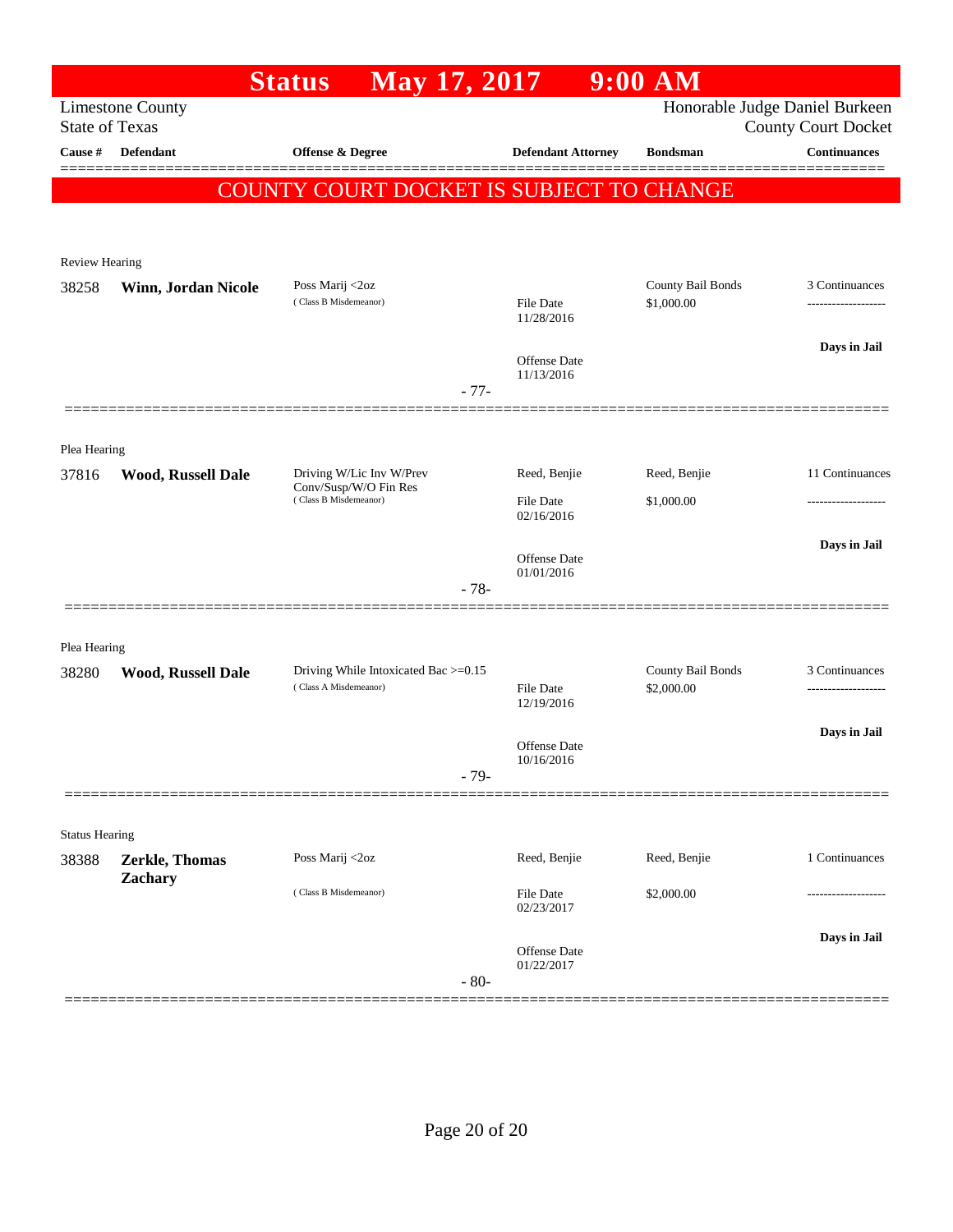# Status May 17, 2017 9:00 AM

Limestone County
State of Texas

Honorable Judge Daniel Burkeen
County Court Docket

| Cause # | Defendant | Offense & Degree | Defendant Attorney | Bondsman | Continuances |
|---|---|---|---|---|---|

**COUNTY COURT DOCKET IS SUBJECT TO CHANGE**

Review Hearing

| Cause # | Defendant | Offense & Degree | Defendant Attorney | Bondsman | Continuances |
|---|---|---|---|---|---|
| 38258 | **Winn, Jordan Nicole** | Poss Marij <2oz<br>( Class B Misdemeanor) | File Date 11/28/2016<br>Offense Date 11/13/2016 | County Bail Bonds<br>$1,000.00 | 3 Continuances<br>-------------------<br>**Days in Jail** |

- 77-

Plea Hearing

| Cause # | Defendant | Offense & Degree | Defendant Attorney | Bondsman | Continuances |
|---|---|---|---|---|---|
| 37816 | **Wood, Russell Dale** | Driving W/Lic Inv W/Prev Conv/Susp/W/O Fin Res<br>( Class B Misdemeanor) | Reed, Benjie<br>File Date 02/16/2016<br>Offense Date 01/01/2016 | Reed, Benjie<br>$1,000.00 | 11 Continuances<br>-------------------<br>**Days in Jail** |

- 78-

Plea Hearing

| Cause # | Defendant | Offense & Degree | Defendant Attorney | Bondsman | Continuances |
|---|---|---|---|---|---|
| 38280 | **Wood, Russell Dale** | Driving While Intoxicated Bac >=0.15<br>( Class A Misdemeanor) | File Date 12/19/2016<br>Offense Date 10/16/2016 | County Bail Bonds<br>$2,000.00 | 3 Continuances<br>-------------------<br>**Days in Jail** |

- 79-

Status Hearing

| Cause # | Defendant | Offense & Degree | Defendant Attorney | Bondsman | Continuances |
|---|---|---|---|---|---|
| 38388 | **Zerkle, Thomas Zachary** | Poss Marij <2oz<br>( Class B Misdemeanor) | Reed, Benjie<br>File Date 02/23/2017<br>Offense Date 01/22/2017 | Reed, Benjie<br>$2,000.00 | 1 Continuances<br>-------------------<br>**Days in Jail** |

- 80-